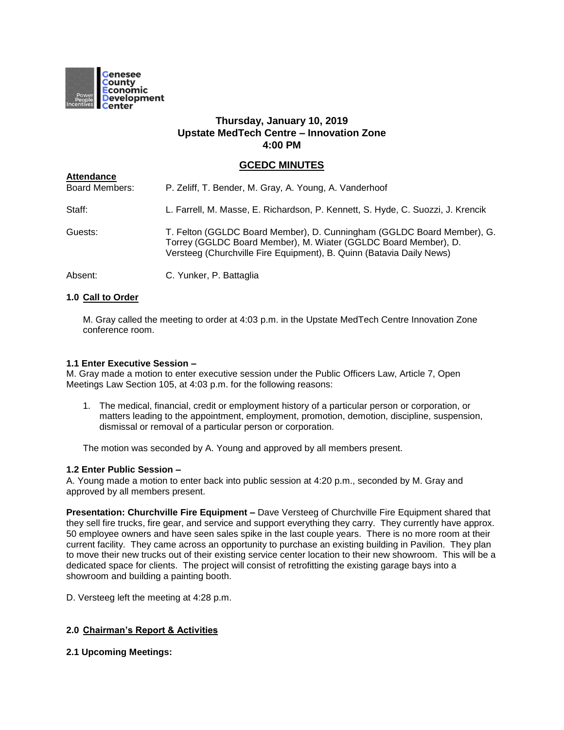Genesee County Economic Development Center

**Thursday, January 10, 2019**
**Upstate MedTech Centre – Innovation Zone**
**4:00 PM**

## GCEDC MINUTES

**Attendance**

| | |
|---|---|
| Board Members: | P. Zeliff, T. Bender, M. Gray, A. Young, A. Vanderhoof |
| Staff: | L. Farrell, M. Masse, E. Richardson, P. Kennett, S. Hyde, C. Suozzi, J. Krencik |
| Guests: | T. Felton (GGLDC Board Member), D. Cunningham (GGLDC Board Member), G. Torrey (GGLDC Board Member), M. Wiater (GGLDC Board Member), D. Versteeg (Churchville Fire Equipment), B. Quinn (Batavia Daily News) |
| Absent: | C. Yunker, P. Battaglia |

**1.0 Call to Order**

M. Gray called the meeting to order at 4:03 p.m. in the Upstate MedTech Centre Innovation Zone conference room.

**1.1 Enter Executive Session –**
M. Gray made a motion to enter executive session under the Public Officers Law, Article 7, Open Meetings Law Section 105, at 4:03 p.m. for the following reasons:

1. The medical, financial, credit or employment history of a particular person or corporation, or matters leading to the appointment, employment, promotion, demotion, discipline, suspension, dismissal or removal of a particular person or corporation.

The motion was seconded by A. Young and approved by all members present.

**1.2 Enter Public Session –**
A. Young made a motion to enter back into public session at 4:20 p.m., seconded by M. Gray and approved by all members present.

**Presentation: Churchville Fire Equipment –** Dave Versteeg of Churchville Fire Equipment shared that they sell fire trucks, fire gear, and service and support everything they carry. They currently have approx. 50 employee owners and have seen sales spike in the last couple years. There is no more room at their current facility. They came across an opportunity to purchase an existing building in Pavilion. They plan to move their new trucks out of their existing service center location to their new showroom. This will be a dedicated space for clients. The project will consist of retrofitting the existing garage bays into a showroom and building a painting booth.

D. Versteeg left the meeting at 4:28 p.m.

**2.0 Chairman's Report & Activities**

**2.1 Upcoming Meetings:**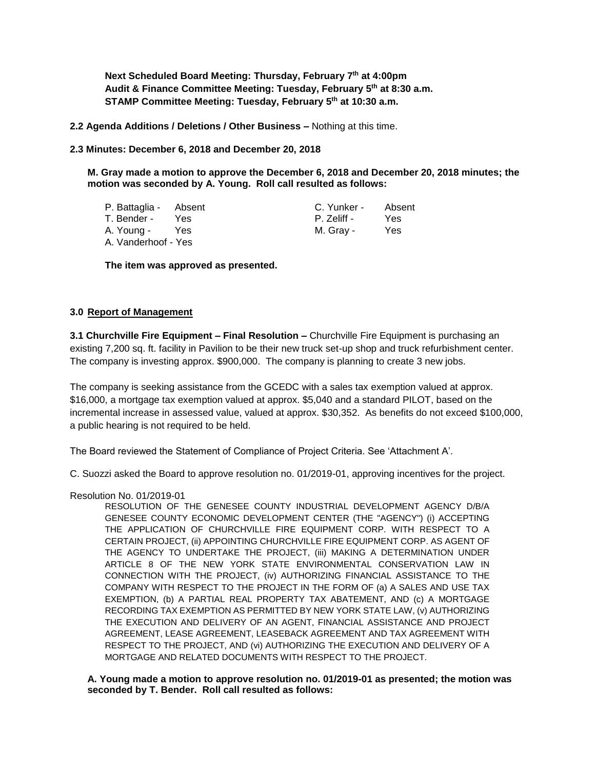**Next Scheduled Board Meeting: Thursday, February 7th at 4:00pm**
**Audit & Finance Committee Meeting: Tuesday, February 5th at 8:30 a.m.**
**STAMP Committee Meeting: Tuesday, February 5th at 10:30 a.m.**

**2.2 Agenda Additions / Deletions / Other Business –** Nothing at this time.

**2.3 Minutes: December 6, 2018 and December 20, 2018**

**M. Gray made a motion to approve the December 6, 2018 and December 20, 2018 minutes; the motion was seconded by A. Young. Roll call resulted as follows:**

| | | | |
|---|---|---|---|
| P. Battaglia - | Absent | C. Yunker - | Absent |
| T. Bender - | Yes | P. Zeliff - | Yes |
| A. Young - | Yes | M. Gray - | Yes |
| A. Vanderhoof - | Yes | | |

**The item was approved as presented.**

### 3.0 Report of Management

**3.1 Churchville Fire Equipment – Final Resolution –** Churchville Fire Equipment is purchasing an existing 7,200 sq. ft. facility in Pavilion to be their new truck set-up shop and truck refurbishment center. The company is investing approx. $900,000. The company is planning to create 3 new jobs.

The company is seeking assistance from the GCEDC with a sales tax exemption valued at approx. $16,000, a mortgage tax exemption valued at approx. $5,040 and a standard PILOT, based on the incremental increase in assessed value, valued at approx. $30,352. As benefits do not exceed $100,000, a public hearing is not required to be held.

The Board reviewed the Statement of Compliance of Project Criteria. See 'Attachment A'.

C. Suozzi asked the Board to approve resolution no. 01/2019-01, approving incentives for the project.

Resolution No. 01/2019-01

RESOLUTION OF THE GENESEE COUNTY INDUSTRIAL DEVELOPMENT AGENCY D/B/A GENESEE COUNTY ECONOMIC DEVELOPMENT CENTER (THE "AGENCY") (i) ACCEPTING THE APPLICATION OF CHURCHVILLE FIRE EQUIPMENT CORP. WITH RESPECT TO A CERTAIN PROJECT, (ii) APPOINTING CHURCHVILLE FIRE EQUIPMENT CORP. AS AGENT OF THE AGENCY TO UNDERTAKE THE PROJECT, (iii) MAKING A DETERMINATION UNDER ARTICLE 8 OF THE NEW YORK STATE ENVIRONMENTAL CONSERVATION LAW IN CONNECTION WITH THE PROJECT, (iv) AUTHORIZING FINANCIAL ASSISTANCE TO THE COMPANY WITH RESPECT TO THE PROJECT IN THE FORM OF (a) A SALES AND USE TAX EXEMPTION, (b) A PARTIAL REAL PROPERTY TAX ABATEMENT, AND (c) A MORTGAGE RECORDING TAX EXEMPTION AS PERMITTED BY NEW YORK STATE LAW, (v) AUTHORIZING THE EXECUTION AND DELIVERY OF AN AGENT, FINANCIAL ASSISTANCE AND PROJECT AGREEMENT, LEASE AGREEMENT, LEASEBACK AGREEMENT AND TAX AGREEMENT WITH RESPECT TO THE PROJECT, AND (vi) AUTHORIZING THE EXECUTION AND DELIVERY OF A MORTGAGE AND RELATED DOCUMENTS WITH RESPECT TO THE PROJECT.

**A. Young made a motion to approve resolution no. 01/2019-01 as presented; the motion was seconded by T. Bender. Roll call resulted as follows:**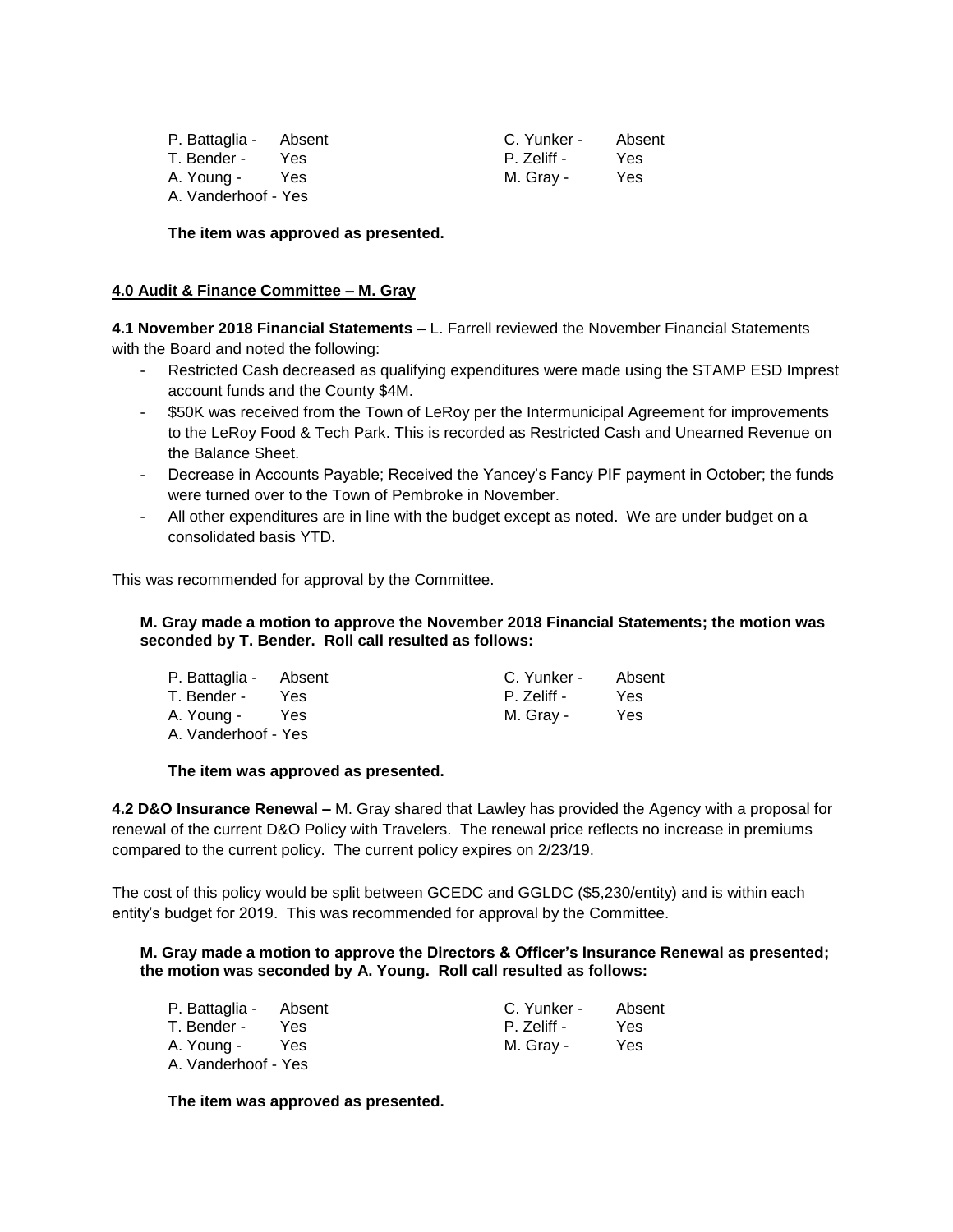P. Battaglia - Absent
T. Bender - Yes
A. Young - Yes
A. Vanderhoof - Yes
C. Yunker - Absent
P. Zeliff - Yes
M. Gray - Yes

**The item was approved as presented.**

## 4.0 Audit & Finance Committee – M. Gray

**4.1 November 2018 Financial Statements –** L. Farrell reviewed the November Financial Statements with the Board and noted the following:

- Restricted Cash decreased as qualifying expenditures were made using the STAMP ESD Imprest account funds and the County $4M.
- $50K was received from the Town of LeRoy per the Intermunicipal Agreement for improvements to the LeRoy Food & Tech Park. This is recorded as Restricted Cash and Unearned Revenue on the Balance Sheet.
- Decrease in Accounts Payable; Received the Yancey's Fancy PIF payment in October; the funds were turned over to the Town of Pembroke in November.
- All other expenditures are in line with the budget except as noted. We are under budget on a consolidated basis YTD.

This was recommended for approval by the Committee.

**M. Gray made a motion to approve the November 2018 Financial Statements; the motion was seconded by T. Bender. Roll call resulted as follows:**

P. Battaglia - Absent
T. Bender - Yes
A. Young - Yes
A. Vanderhoof - Yes
C. Yunker - Absent
P. Zeliff - Yes
M. Gray - Yes

**The item was approved as presented.**

**4.2 D&O Insurance Renewal –** M. Gray shared that Lawley has provided the Agency with a proposal for renewal of the current D&O Policy with Travelers. The renewal price reflects no increase in premiums compared to the current policy. The current policy expires on 2/23/19.

The cost of this policy would be split between GCEDC and GGLDC ($5,230/entity) and is within each entity's budget for 2019. This was recommended for approval by the Committee.

**M. Gray made a motion to approve the Directors & Officer's Insurance Renewal as presented; the motion was seconded by A. Young. Roll call resulted as follows:**

P. Battaglia - Absent
T. Bender - Yes
A. Young - Yes
A. Vanderhoof - Yes
C. Yunker - Absent
P. Zeliff - Yes
M. Gray - Yes

**The item was approved as presented.**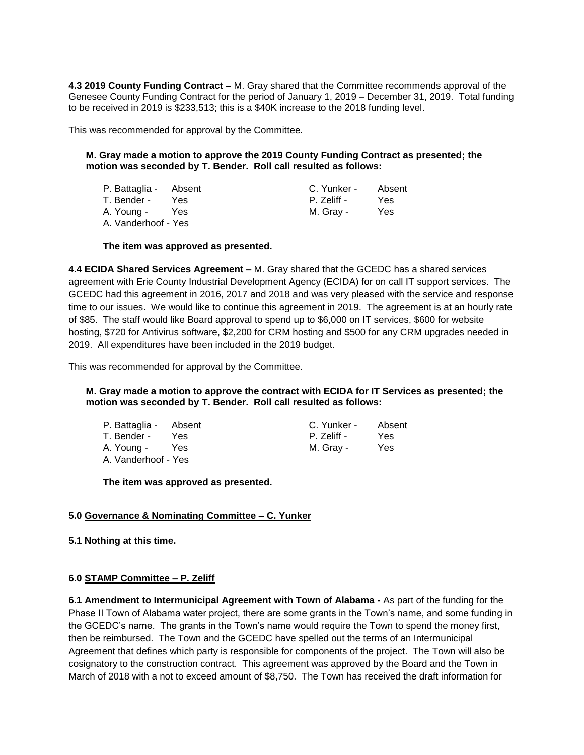**4.3 2019 County Funding Contract –** M. Gray shared that the Committee recommends approval of the Genesee County Funding Contract for the period of January 1, 2019 – December 31, 2019. Total funding to be received in 2019 is $233,513; this is a $40K increase to the 2018 funding level.

This was recommended for approval by the Committee.

**M. Gray made a motion to approve the 2019 County Funding Contract as presented; the motion was seconded by T. Bender. Roll call resulted as follows:**

| | | | |
|---|---|---|---|
| P. Battaglia - | Absent | C. Yunker - | Absent |
| T. Bender - | Yes | P. Zeliff - | Yes |
| A. Young - | Yes | M. Gray - | Yes |
| A. Vanderhoof - | Yes | | |

**The item was approved as presented.**

**4.4 ECIDA Shared Services Agreement –** M. Gray shared that the GCEDC has a shared services agreement with Erie County Industrial Development Agency (ECIDA) for on call IT support services. The GCEDC had this agreement in 2016, 2017 and 2018 and was very pleased with the service and response time to our issues. We would like to continue this agreement in 2019. The agreement is at an hourly rate of $85. The staff would like Board approval to spend up to $6,000 on IT services, $600 for website hosting, $720 for Antivirus software, $2,200 for CRM hosting and $500 for any CRM upgrades needed in 2019. All expenditures have been included in the 2019 budget.

This was recommended for approval by the Committee.

**M. Gray made a motion to approve the contract with ECIDA for IT Services as presented; the motion was seconded by T. Bender. Roll call resulted as follows:**

| | | | |
|---|---|---|---|
| P. Battaglia - | Absent | C. Yunker - | Absent |
| T. Bender - | Yes | P. Zeliff - | Yes |
| A. Young - | Yes | M. Gray - | Yes |
| A. Vanderhoof - | Yes | | |

**The item was approved as presented.**

**5.0 Governance & Nominating Committee – C. Yunker**

**5.1 Nothing at this time.**

**6.0 STAMP Committee – P. Zeliff**

**6.1 Amendment to Intermunicipal Agreement with Town of Alabama -** As part of the funding for the Phase II Town of Alabama water project, there are some grants in the Town's name, and some funding in the GCEDC's name. The grants in the Town's name would require the Town to spend the money first, then be reimbursed. The Town and the GCEDC have spelled out the terms of an Intermunicipal Agreement that defines which party is responsible for components of the project. The Town will also be cosignatory to the construction contract. This agreement was approved by the Board and the Town in March of 2018 with a not to exceed amount of $8,750. The Town has received the draft information for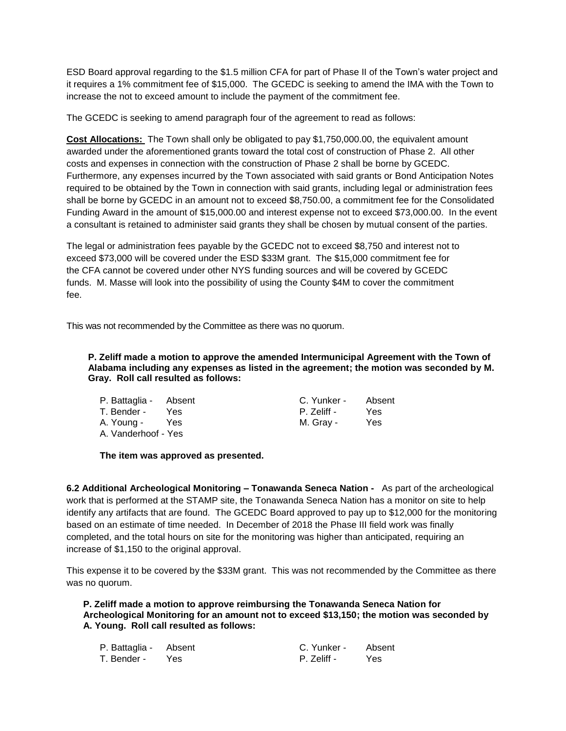ESD Board approval regarding to the $1.5 million CFA for part of Phase II of the Town's water project and it requires a 1% commitment fee of $15,000. The GCEDC is seeking to amend the IMA with the Town to increase the not to exceed amount to include the payment of the commitment fee.

The GCEDC is seeking to amend paragraph four of the agreement to read as follows:

**Cost Allocations:** The Town shall only be obligated to pay $1,750,000.00, the equivalent amount awarded under the aforementioned grants toward the total cost of construction of Phase 2. All other costs and expenses in connection with the construction of Phase 2 shall be borne by GCEDC. Furthermore, any expenses incurred by the Town associated with said grants or Bond Anticipation Notes required to be obtained by the Town in connection with said grants, including legal or administration fees shall be borne by GCEDC in an amount not to exceed $8,750.00, a commitment fee for the Consolidated Funding Award in the amount of $15,000.00 and interest expense not to exceed $73,000.00. In the event a consultant is retained to administer said grants they shall be chosen by mutual consent of the parties.

The legal or administration fees payable by the GCEDC not to exceed $8,750 and interest not to exceed $73,000 will be covered under the ESD $33M grant. The $15,000 commitment fee for the CFA cannot be covered under other NYS funding sources and will be covered by GCEDC funds. M. Masse will look into the possibility of using the County $4M to cover the commitment fee.

This was not recommended by the Committee as there was no quorum.

**P. Zeliff made a motion to approve the amended Intermunicipal Agreement with the Town of Alabama including any expenses as listed in the agreement; the motion was seconded by M. Gray. Roll call resulted as follows:**

P. Battaglia - Absent
T. Bender - Yes
A. Young - Yes
A. Vanderhoof - Yes
C. Yunker - Absent
P. Zeliff - Yes
M. Gray - Yes

**The item was approved as presented.**

**6.2 Additional Archeological Monitoring – Tonawanda Seneca Nation -** As part of the archeological work that is performed at the STAMP site, the Tonawanda Seneca Nation has a monitor on site to help identify any artifacts that are found. The GCEDC Board approved to pay up to $12,000 for the monitoring based on an estimate of time needed. In December of 2018 the Phase III field work was finally completed, and the total hours on site for the monitoring was higher than anticipated, requiring an increase of $1,150 to the original approval.

This expense it to be covered by the $33M grant. This was not recommended by the Committee as there was no quorum.

**P. Zeliff made a motion to approve reimbursing the Tonawanda Seneca Nation for Archeological Monitoring for an amount not to exceed $13,150; the motion was seconded by A. Young. Roll call resulted as follows:**

P. Battaglia - Absent
T. Bender - Yes
C. Yunker - Absent
P. Zeliff - Yes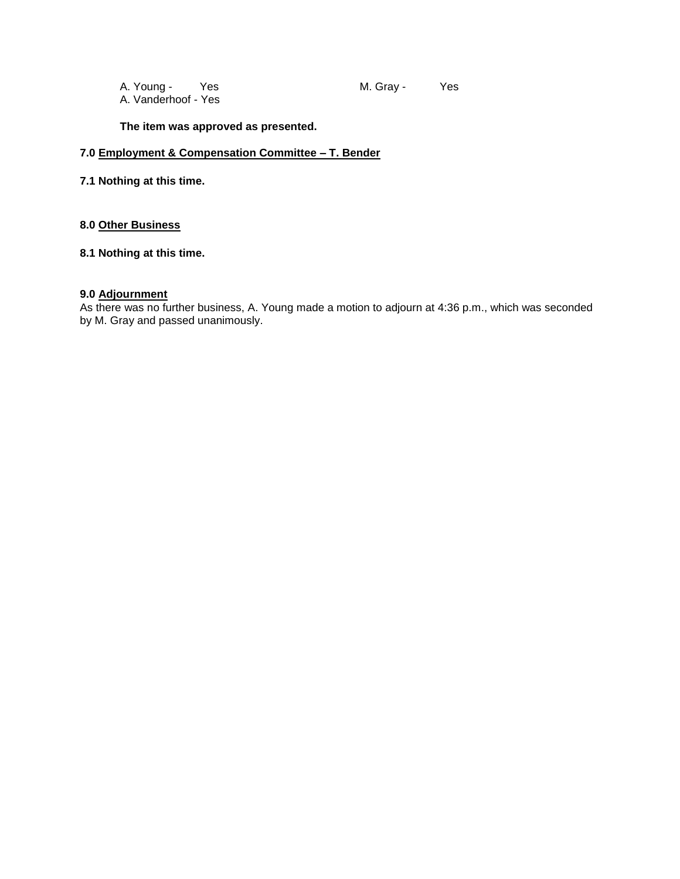A. Young - Yes          M. Gray - Yes
A. Vanderhoof - Yes

**The item was approved as presented.**

**7.0 Employment & Compensation Committee – T. Bender**

**7.1 Nothing at this time.**

**8.0 Other Business**

**8.1 Nothing at this time.**

**9.0 Adjournment**

As there was no further business, A. Young made a motion to adjourn at 4:36 p.m., which was seconded by M. Gray and passed unanimously.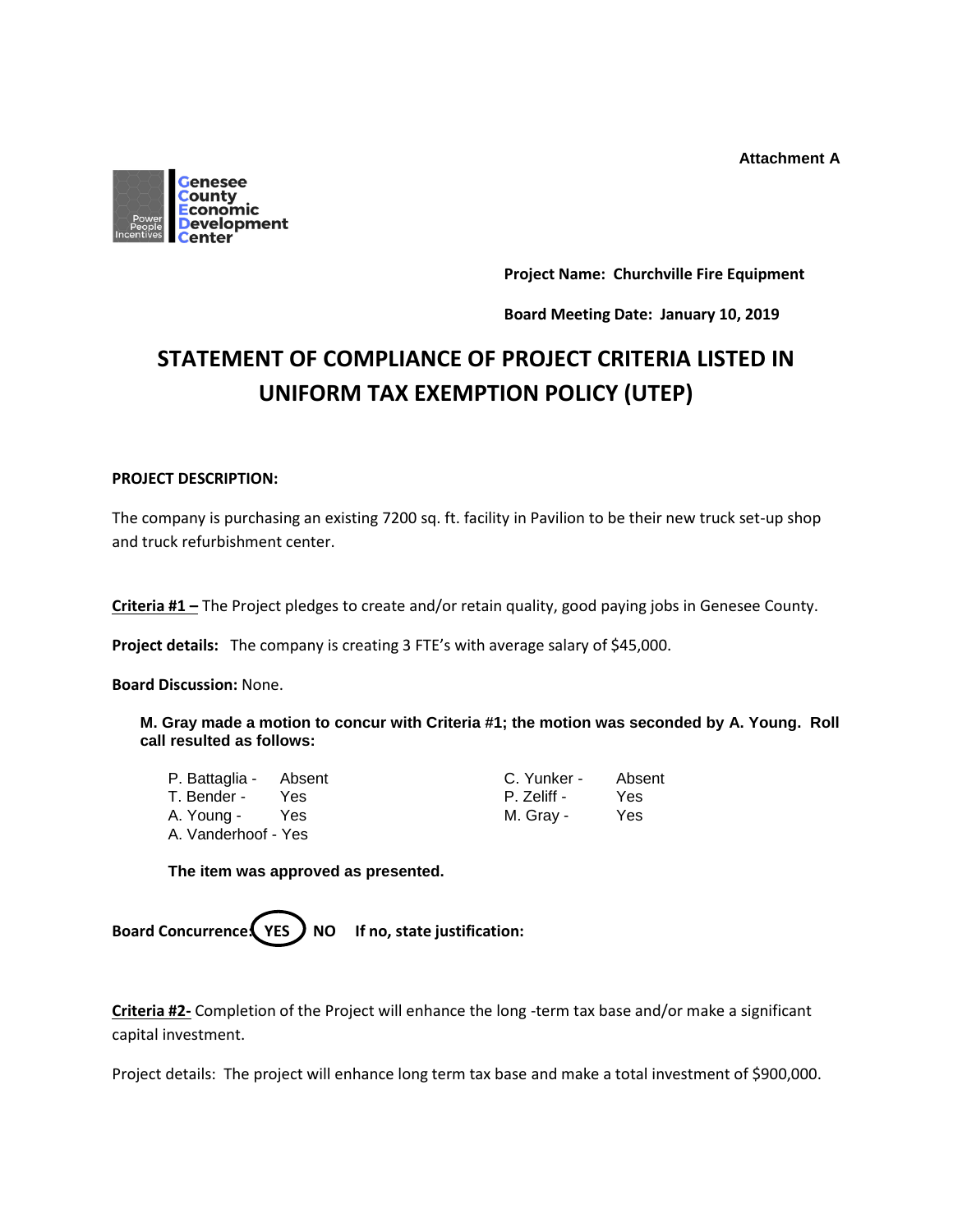**Attachment A**

Genesee County Economic Development Center

**Project Name: Churchville Fire Equipment**

**Board Meeting Date: January 10, 2019**

# STATEMENT OF COMPLIANCE OF PROJECT CRITERIA LISTED IN UNIFORM TAX EXEMPTION POLICY (UTEP)

**PROJECT DESCRIPTION:**

The company is purchasing an existing 7200 sq. ft. facility in Pavilion to be their new truck set-up shop and truck refurbishment center.

**Criteria #1 –** The Project pledges to create and/or retain quality, good paying jobs in Genesee County.

**Project details:** The company is creating 3 FTE's with average salary of $45,000.

**Board Discussion:** None.

**M. Gray made a motion to concur with Criteria #1; the motion was seconded by A. Young. Roll call resulted as follows:**

P. Battaglia - Absent
T. Bender - Yes
A. Young - Yes
A. Vanderhoof - Yes
C. Yunker - Absent
P. Zeliff - Yes
M. Gray - Yes

**The item was approved as presented.**

**Board Concurrence: YES (circled) NO If no, state justification:**

**Criteria #2-** Completion of the Project will enhance the long -term tax base and/or make a significant capital investment.

Project details: The project will enhance long term tax base and make a total investment of $900,000.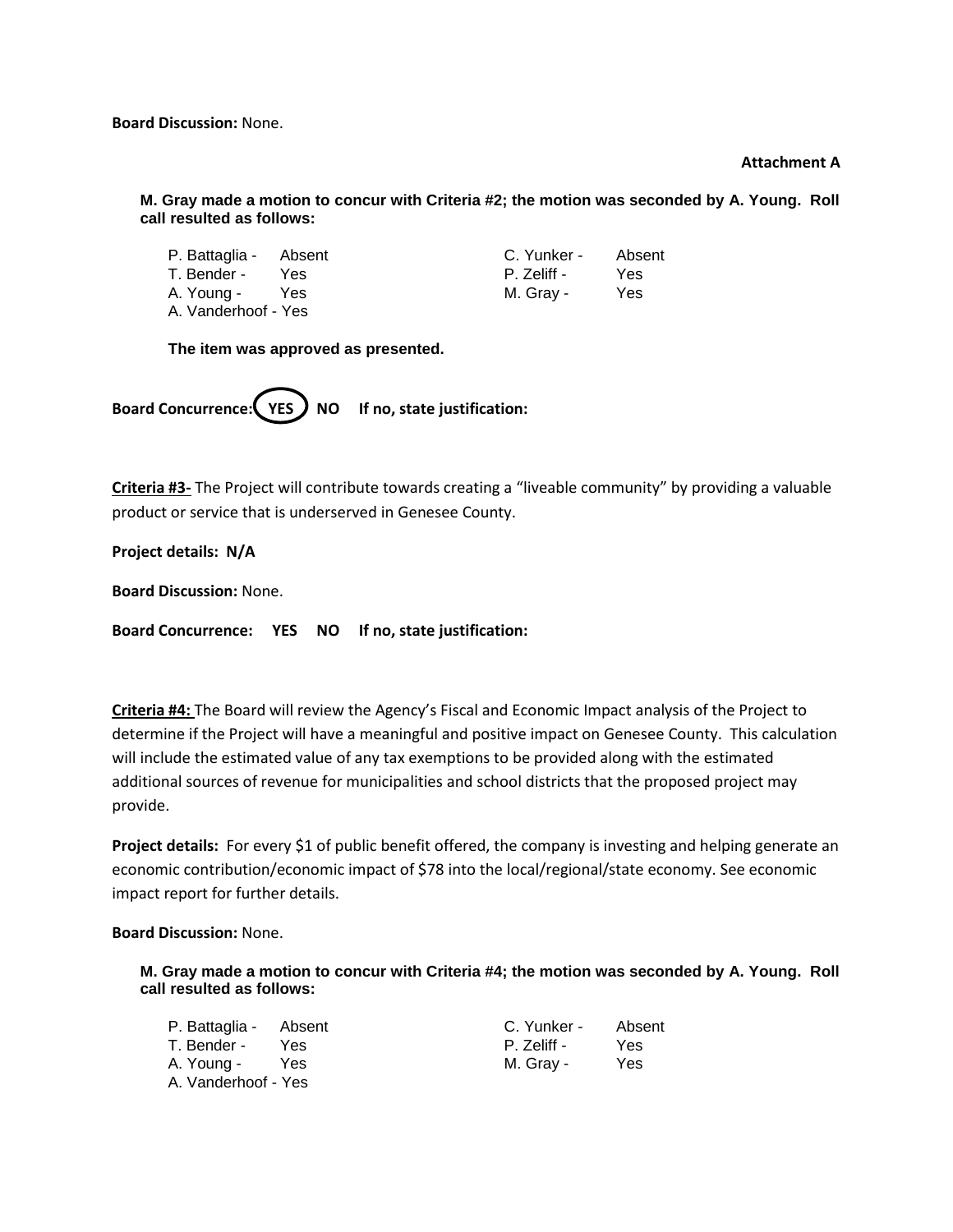**Board Discussion:** None.

**Attachment A**

**M. Gray made a motion to concur with Criteria #2; the motion was seconded by A. Young. Roll call resulted as follows:**

| | | | |
|---|---|---|---|
| P. Battaglia - | Absent | C. Yunker - | Absent |
| T. Bender - | Yes | P. Zeliff - | Yes |
| A. Young - | Yes | M. Gray - | Yes |
| A. Vanderhoof - Yes | | | |

**The item was approved as presented.**

**Board Concurrence: (YES) NO If no, state justification:**

**Criteria #3-** The Project will contribute towards creating a "liveable community" by providing a valuable product or service that is underserved in Genesee County.

**Project details: N/A**

**Board Discussion:** None.

**Board Concurrence: YES NO If no, state justification:**

**Criteria #4:** The Board will review the Agency's Fiscal and Economic Impact analysis of the Project to determine if the Project will have a meaningful and positive impact on Genesee County. This calculation will include the estimated value of any tax exemptions to be provided along with the estimated additional sources of revenue for municipalities and school districts that the proposed project may provide.

**Project details:** For every $1 of public benefit offered, the company is investing and helping generate an economic contribution/economic impact of $78 into the local/regional/state economy. See economic impact report for further details.

**Board Discussion:** None.

**M. Gray made a motion to concur with Criteria #4; the motion was seconded by A. Young. Roll call resulted as follows:**

| | | | |
|---|---|---|---|
| P. Battaglia - | Absent | C. Yunker - | Absent |
| T. Bender - | Yes | P. Zeliff - | Yes |
| A. Young - | Yes | M. Gray - | Yes |
| A. Vanderhoof - Yes | | | |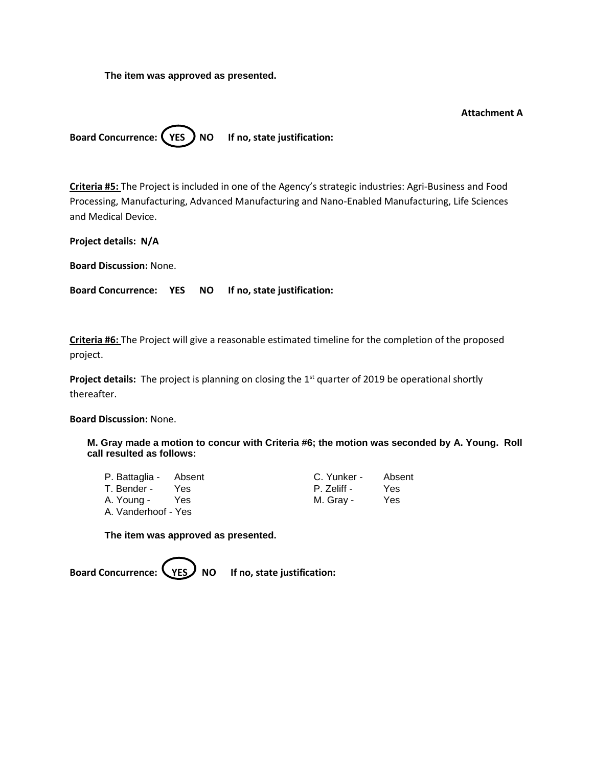**The item was approved as presented.**

**Attachment A**

**Board Concurrence: (YES) NO If no, state justification:**

**Criteria #5:** The Project is included in one of the Agency's strategic industries: Agri-Business and Food Processing, Manufacturing, Advanced Manufacturing and Nano-Enabled Manufacturing, Life Sciences and Medical Device.

**Project details: N/A**

**Board Discussion:** None.

**Board Concurrence: YES NO If no, state justification:**

**Criteria #6:** The Project will give a reasonable estimated timeline for the completion of the proposed project.

**Project details:** The project is planning on closing the 1st quarter of 2019 be operational shortly thereafter.

**Board Discussion:** None.

**M. Gray made a motion to concur with Criteria #6; the motion was seconded by A. Young. Roll call resulted as follows:**

| | | | |
|---|---|---|---|
| P. Battaglia - | Absent | C. Yunker - | Absent |
| T. Bender - | Yes | P. Zeliff - | Yes |
| A. Young - | Yes | M. Gray - | Yes |
| A. Vanderhoof - | Yes | | |

**The item was approved as presented.**

**Board Concurrence: (YES) NO If no, state justification:**